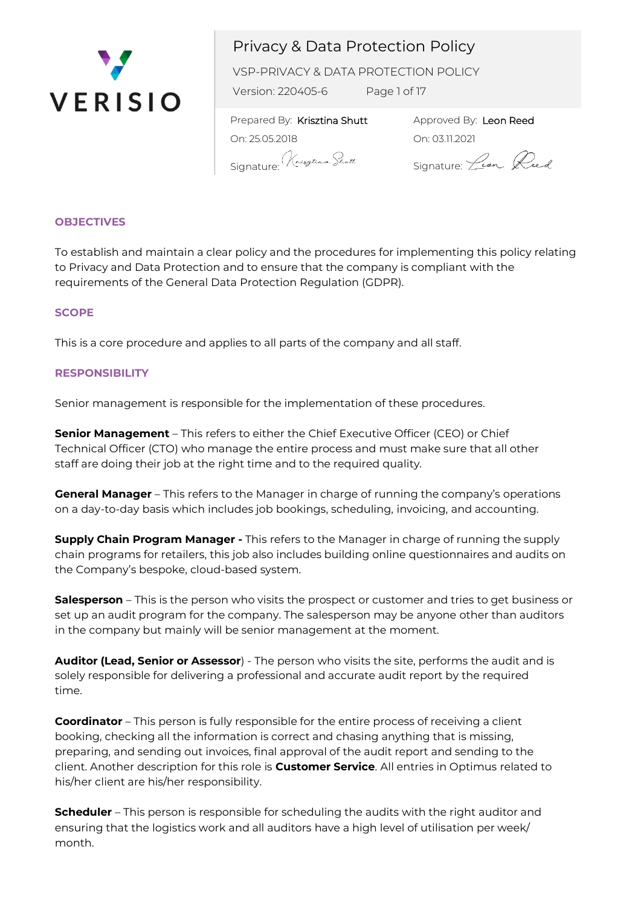VERISIO

# Privacy & Data Protection Policy

VSP-PRIVACY & DATA PROTECTION POLICY

Version: 220405-6

| Prepared By: Krisztina Shutt | Approved By: Leon Reed |
| --- | --- |
| On: 25.05.2018 | On: 03.11.2021 |
| Signature: Krisztina Shutt | Signature: Leon Reed |

## OBJECTIVES

To establish and maintain a clear policy and the procedures for implementing this policy relating to Privacy and Data Protection and to ensure that the company is compliant with the requirements of the General Data Protection Regulation (GDPR).

## SCOPE

This is a core procedure and applies to all parts of the company and all staff.

## RESPONSIBILITY

Senior management is responsible for the implementation of these procedures.

**Senior Management** – This refers to either the Chief Executive Officer (CEO) or Chief Technical Officer (CTO) who manage the entire process and must make sure that all other staff are doing their job at the right time and to the required quality.

**General Manager** – This refers to the Manager in charge of running the company's operations on a day-to-day basis which includes job bookings, scheduling, invoicing, and accounting.

**Supply Chain Program Manager -** This refers to the Manager in charge of running the supply chain programs for retailers, this job also includes building online questionnaires and audits on the Company's bespoke, cloud-based system.

**Salesperson** – This is the person who visits the prospect or customer and tries to get business or set up an audit program for the company. The salesperson may be anyone other than auditors in the company but mainly will be senior management at the moment.

**Auditor (Lead, Senior or Assessor**) - The person who visits the site, performs the audit and is solely responsible for delivering a professional and accurate audit report by the required time.

**Coordinator** – This person is fully responsible for the entire process of receiving a client booking, checking all the information is correct and chasing anything that is missing, preparing, and sending out invoices, final approval of the audit report and sending to the client. Another description for this role is **Customer Service**. All entries in Optimus related to his/her client are his/her responsibility.

**Scheduler** – This person is responsible for scheduling the audits with the right auditor and ensuring that the logistics work and all auditors have a high level of utilisation per week/ month.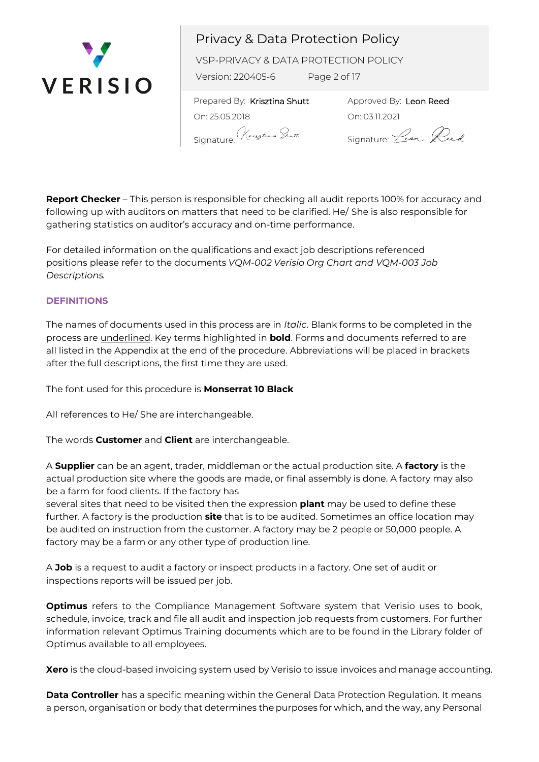**Report Checker** – This person is responsible for checking all audit reports 100% for accuracy and following up with auditors on matters that need to be clarified. He/ She is also responsible for gathering statistics on auditor's accuracy and on-time performance.

For detailed information on the qualifications and exact job descriptions referenced positions please refer to the documents *VQM-002 Verisio Org Chart and VQM-003 Job Descriptions.*

## DEFINITIONS

The names of documents used in this process are in *Italic*. Blank forms to be completed in the process are <u>underlined</u>. Key terms highlighted in **bold**. Forms and documents referred to are all listed in the Appendix at the end of the procedure. Abbreviations will be placed in brackets after the full descriptions, the first time they are used.

The font used for this procedure is **Monserrat 10 Black**

All references to He/ She are interchangeable.

The words **Customer** and **Client** are interchangeable.

A **Supplier** can be an agent, trader, middleman or the actual production site. A **factory** is the actual production site where the goods are made, or final assembly is done. A factory may also be a farm for food clients. If the factory has several sites that need to be visited then the expression **plant** may be used to define these further. A factory is the production **site** that is to be audited. Sometimes an office location may be audited on instruction from the customer. A factory may be 2 people or 50,000 people. A factory may be a farm or any other type of production line.

A **Job** is a request to audit a factory or inspect products in a factory. One set of audit or inspections reports will be issued per job.

**Optimus** refers to the Compliance Management Software system that Verisio uses to book, schedule, invoice, track and file all audit and inspection job requests from customers. For further information relevant Optimus Training documents which are to be found in the Library folder of Optimus available to all employees.

**Xero** is the cloud-based invoicing system used by Verisio to issue invoices and manage accounting.

**Data Controller** has a specific meaning within the General Data Protection Regulation. It means a person, organisation or body that determines the purposes for which, and the way, any Personal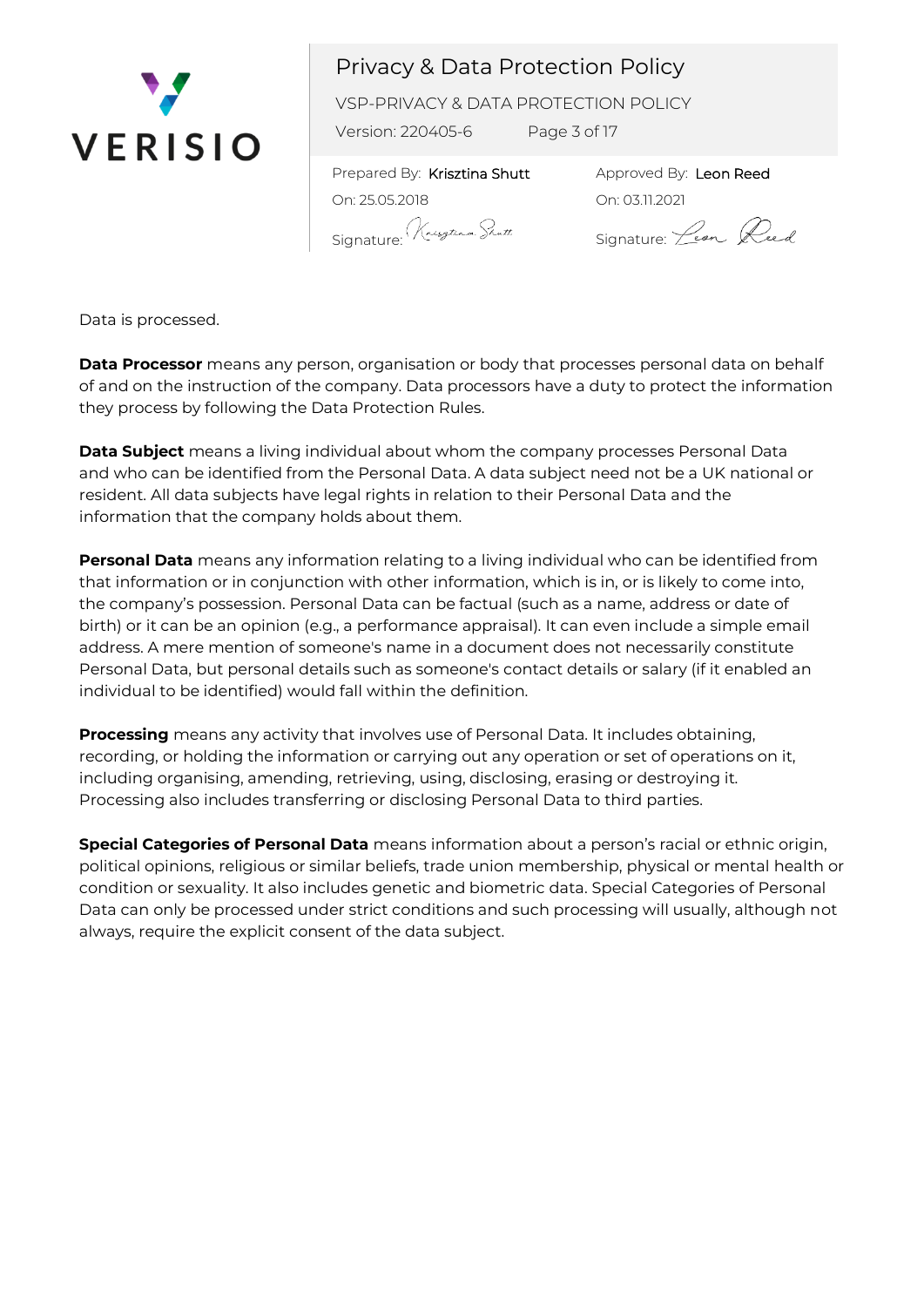Data is processed.

**Data Processor** means any person, organisation or body that processes personal data on behalf of and on the instruction of the company. Data processors have a duty to protect the information they process by following the Data Protection Rules.

**Data Subject** means a living individual about whom the company processes Personal Data and who can be identified from the Personal Data. A data subject need not be a UK national or resident. All data subjects have legal rights in relation to their Personal Data and the information that the company holds about them.

**Personal Data** means any information relating to a living individual who can be identified from that information or in conjunction with other information, which is in, or is likely to come into, the company's possession. Personal Data can be factual (such as a name, address or date of birth) or it can be an opinion (e.g., a performance appraisal). It can even include a simple email address. A mere mention of someone's name in a document does not necessarily constitute Personal Data, but personal details such as someone's contact details or salary (if it enabled an individual to be identified) would fall within the definition.

**Processing** means any activity that involves use of Personal Data. It includes obtaining, recording, or holding the information or carrying out any operation or set of operations on it, including organising, amending, retrieving, using, disclosing, erasing or destroying it. Processing also includes transferring or disclosing Personal Data to third parties.

**Special Categories of Personal Data** means information about a person's racial or ethnic origin, political opinions, religious or similar beliefs, trade union membership, physical or mental health or condition or sexuality. It also includes genetic and biometric data. Special Categories of Personal Data can only be processed under strict conditions and such processing will usually, although not always, require the explicit consent of the data subject.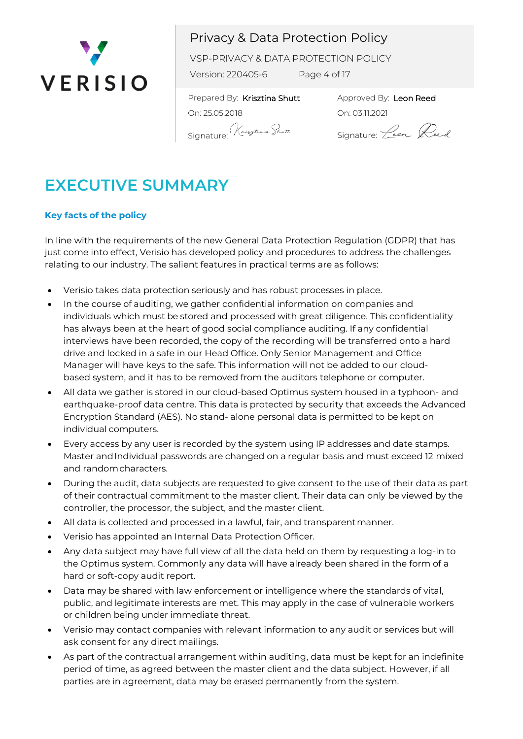# EXECUTIVE SUMMARY

### Key facts of the policy

In line with the requirements of the new General Data Protection Regulation (GDPR) that has just come into effect, Verisio has developed policy and procedures to address the challenges relating to our industry. The salient features in practical terms are as follows:

- Verisio takes data protection seriously and has robust processes in place.
- In the course of auditing, we gather confidential information on companies and individuals which must be stored and processed with great diligence. This confidentiality has always been at the heart of good social compliance auditing. If any confidential interviews have been recorded, the copy of the recording will be transferred onto a hard drive and locked in a safe in our Head Office. Only Senior Management and Office Manager will have keys to the safe. This information will not be added to our cloud-based system, and it has to be removed from the auditors telephone or computer.
- All data we gather is stored in our cloud-based Optimus system housed in a typhoon- and earthquake-proof data centre. This data is protected by security that exceeds the Advanced Encryption Standard (AES). No stand- alone personal data is permitted to be kept on individual computers.
- Every access by any user is recorded by the system using IP addresses and date stamps. Master and Individual passwords are changed on a regular basis and must exceed 12 mixed and random characters.
- During the audit, data subjects are requested to give consent to the use of their data as part of their contractual commitment to the master client. Their data can only be viewed by the controller, the processor, the subject, and the master client.
- All data is collected and processed in a lawful, fair, and transparent manner.
- Verisio has appointed an Internal Data Protection Officer.
- Any data subject may have full view of all the data held on them by requesting a log-in to the Optimus system. Commonly any data will have already been shared in the form of a hard or soft-copy audit report.
- Data may be shared with law enforcement or intelligence where the standards of vital, public, and legitimate interests are met. This may apply in the case of vulnerable workers or children being under immediate threat.
- Verisio may contact companies with relevant information to any audit or services but will ask consent for any direct mailings.
- As part of the contractual arrangement within auditing, data must be kept for an indefinite period of time, as agreed between the master client and the data subject. However, if all parties are in agreement, data may be erased permanently from the system.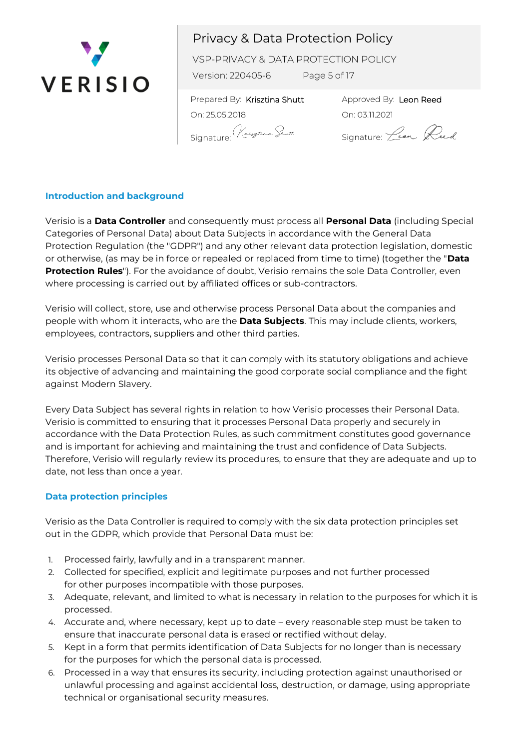## Introduction and background

Verisio is a **Data Controller** and consequently must process all **Personal Data** (including Special Categories of Personal Data) about Data Subjects in accordance with the General Data Protection Regulation (the "GDPR") and any other relevant data protection legislation, domestic or otherwise, (as may be in force or repealed or replaced from time to time) (together the "**Data Protection Rules**"). For the avoidance of doubt, Verisio remains the sole Data Controller, even where processing is carried out by affiliated offices or sub-contractors.

Verisio will collect, store, use and otherwise process Personal Data about the companies and people with whom it interacts, who are the **Data Subjects**. This may include clients, workers, employees, contractors, suppliers and other third parties.

Verisio processes Personal Data so that it can comply with its statutory obligations and achieve its objective of advancing and maintaining the good corporate social compliance and the fight against Modern Slavery.

Every Data Subject has several rights in relation to how Verisio processes their Personal Data. Verisio is committed to ensuring that it processes Personal Data properly and securely in accordance with the Data Protection Rules, as such commitment constitutes good governance and is important for achieving and maintaining the trust and confidence of Data Subjects. Therefore, Verisio will regularly review its procedures, to ensure that they are adequate and up to date, not less than once a year.

## Data protection principles

Verisio as the Data Controller is required to comply with the six data protection principles set out in the GDPR, which provide that Personal Data must be:

1. Processed fairly, lawfully and in a transparent manner.
2. Collected for specified, explicit and legitimate purposes and not further processed for other purposes incompatible with those purposes.
3. Adequate, relevant, and limited to what is necessary in relation to the purposes for which it is processed.
4. Accurate and, where necessary, kept up to date – every reasonable step must be taken to ensure that inaccurate personal data is erased or rectified without delay.
5. Kept in a form that permits identification of Data Subjects for no longer than is necessary for the purposes for which the personal data is processed.
6. Processed in a way that ensures its security, including protection against unauthorised or unlawful processing and against accidental loss, destruction, or damage, using appropriate technical or organisational security measures.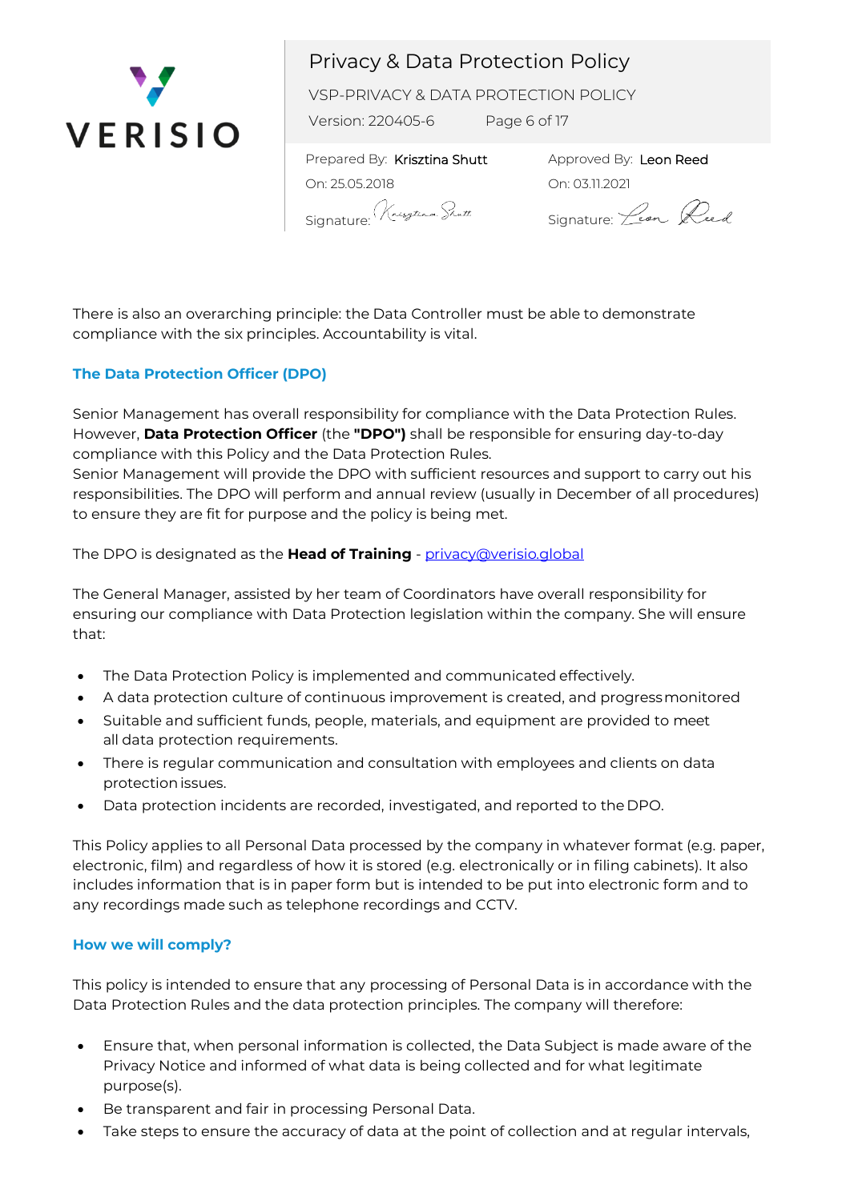There is also an overarching principle: the Data Controller must be able to demonstrate compliance with the six principles. Accountability is vital.

### The Data Protection Officer (DPO)

Senior Management has overall responsibility for compliance with the Data Protection Rules. However, **Data Protection Officer** (the **"DPO")** shall be responsible for ensuring day-to-day compliance with this Policy and the Data Protection Rules.
Senior Management will provide the DPO with sufficient resources and support to carry out his responsibilities. The DPO will perform and annual review (usually in December of all procedures) to ensure they are fit for purpose and the policy is being met.

The DPO is designated as the **Head of Training** - privacy@verisio.global

The General Manager, assisted by her team of Coordinators have overall responsibility for ensuring our compliance with Data Protection legislation within the company. She will ensure that:

- The Data Protection Policy is implemented and communicated effectively.
- A data protection culture of continuous improvement is created, and progress monitored
- Suitable and sufficient funds, people, materials, and equipment are provided to meet all data protection requirements.
- There is regular communication and consultation with employees and clients on data protection issues.
- Data protection incidents are recorded, investigated, and reported to the DPO.

This Policy applies to all Personal Data processed by the company in whatever format (e.g. paper, electronic, film) and regardless of how it is stored (e.g. electronically or in filing cabinets). It also includes information that is in paper form but is intended to be put into electronic form and to any recordings made such as telephone recordings and CCTV.

### How we will comply?

This policy is intended to ensure that any processing of Personal Data is in accordance with the Data Protection Rules and the data protection principles. The company will therefore:

- Ensure that, when personal information is collected, the Data Subject is made aware of the Privacy Notice and informed of what data is being collected and for what legitimate purpose(s).
- Be transparent and fair in processing Personal Data.
- Take steps to ensure the accuracy of data at the point of collection and at regular intervals,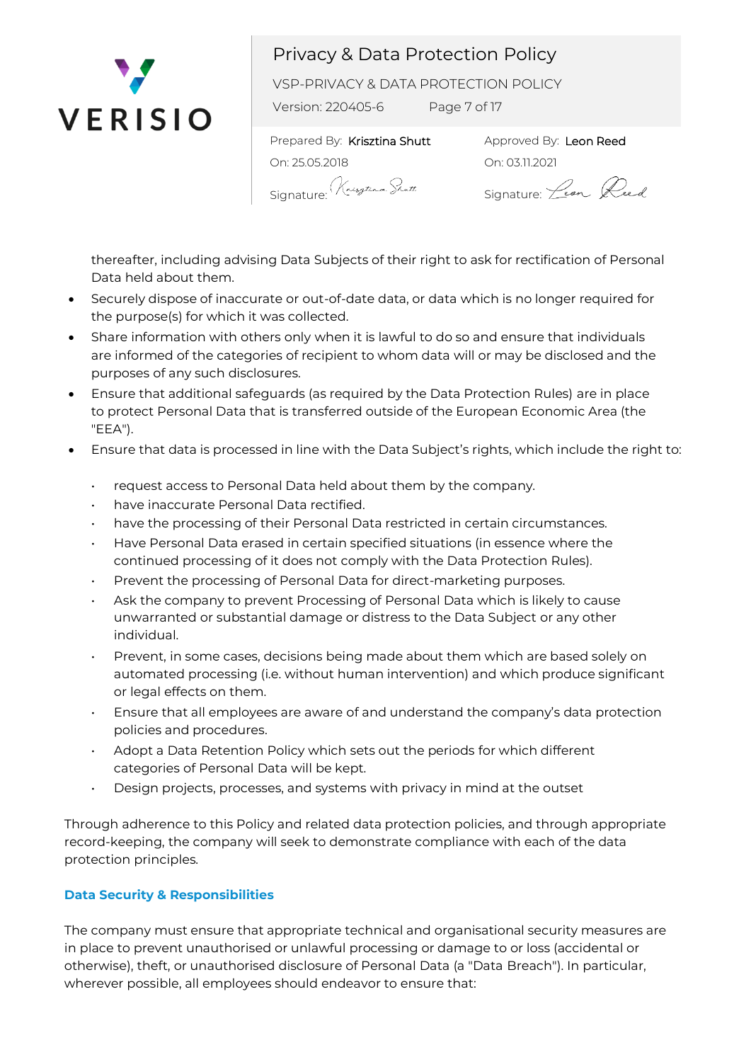thereafter, including advising Data Subjects of their right to ask for rectification of Personal Data held about them.

- Securely dispose of inaccurate or out-of-date data, or data which is no longer required for the purpose(s) for which it was collected.
- Share information with others only when it is lawful to do so and ensure that individuals are informed of the categories of recipient to whom data will or may be disclosed and the purposes of any such disclosures.
- Ensure that additional safeguards (as required by the Data Protection Rules) are in place to protect Personal Data that is transferred outside of the European Economic Area (the "EEA").
- Ensure that data is processed in line with the Data Subject's rights, which include the right to:
    - request access to Personal Data held about them by the company.
    - have inaccurate Personal Data rectified.
    - have the processing of their Personal Data restricted in certain circumstances.
    - Have Personal Data erased in certain specified situations (in essence where the continued processing of it does not comply with the Data Protection Rules).
    - Prevent the processing of Personal Data for direct-marketing purposes.
    - Ask the company to prevent Processing of Personal Data which is likely to cause unwarranted or substantial damage or distress to the Data Subject or any other individual.
    - Prevent, in some cases, decisions being made about them which are based solely on automated processing (i.e. without human intervention) and which produce significant or legal effects on them.
    - Ensure that all employees are aware of and understand the company's data protection policies and procedures.
    - Adopt a Data Retention Policy which sets out the periods for which different categories of Personal Data will be kept.
    - Design projects, processes, and systems with privacy in mind at the outset

Through adherence to this Policy and related data protection policies, and through appropriate record-keeping, the company will seek to demonstrate compliance with each of the data protection principles.

## Data Security & Responsibilities

The company must ensure that appropriate technical and organisational security measures are in place to prevent unauthorised or unlawful processing or damage to or loss (accidental or otherwise), theft, or unauthorised disclosure of Personal Data (a "Data Breach"). In particular, wherever possible, all employees should endeavor to ensure that: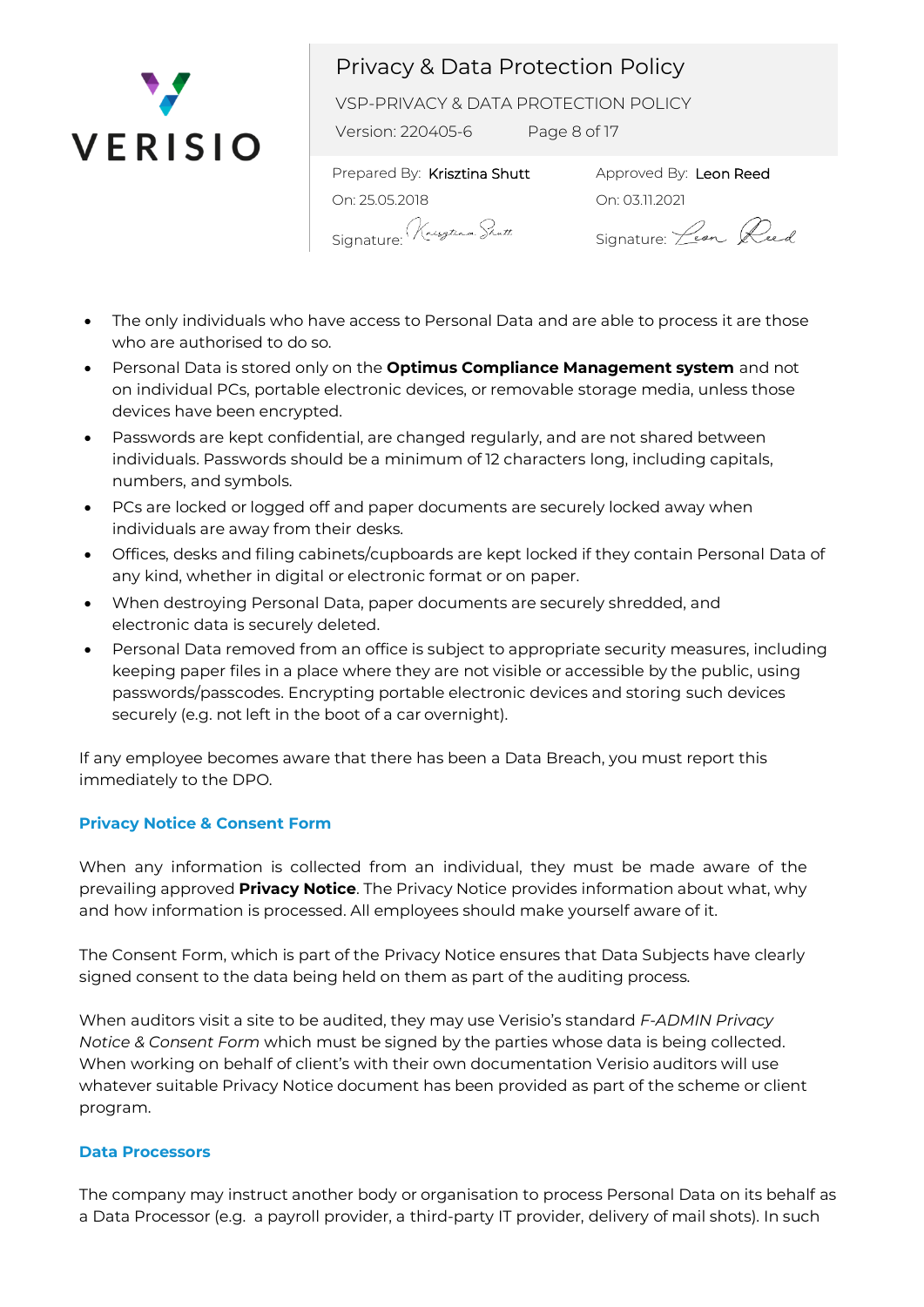- The only individuals who have access to Personal Data and are able to process it are those who are authorised to do so.
- Personal Data is stored only on the **Optimus Compliance Management system** and not on individual PCs, portable electronic devices, or removable storage media, unless those devices have been encrypted.
- Passwords are kept confidential, are changed regularly, and are not shared between individuals. Passwords should be a minimum of 12 characters long, including capitals, numbers, and symbols.
- PCs are locked or logged off and paper documents are securely locked away when individuals are away from their desks.
- Offices, desks and filing cabinets/cupboards are kept locked if they contain Personal Data of any kind, whether in digital or electronic format or on paper.
- When destroying Personal Data, paper documents are securely shredded, and electronic data is securely deleted.
- Personal Data removed from an office is subject to appropriate security measures, including keeping paper files in a place where they are not visible or accessible by the public, using passwords/passcodes. Encrypting portable electronic devices and storing such devices securely (e.g. not left in the boot of a car overnight).

If any employee becomes aware that there has been a Data Breach, you must report this immediately to the DPO.

### Privacy Notice & Consent Form

When any information is collected from an individual, they must be made aware of the prevailing approved **Privacy Notice**. The Privacy Notice provides information about what, why and how information is processed. All employees should make yourself aware of it.

The Consent Form, which is part of the Privacy Notice ensures that Data Subjects have clearly signed consent to the data being held on them as part of the auditing process.

When auditors visit a site to be audited, they may use Verisio's standard *F-ADMIN Privacy Notice & Consent Form* which must be signed by the parties whose data is being collected. When working on behalf of client's with their own documentation Verisio auditors will use whatever suitable Privacy Notice document has been provided as part of the scheme or client program.

### Data Processors

The company may instruct another body or organisation to process Personal Data on its behalf as a Data Processor (e.g. a payroll provider, a third-party IT provider, delivery of mail shots). In such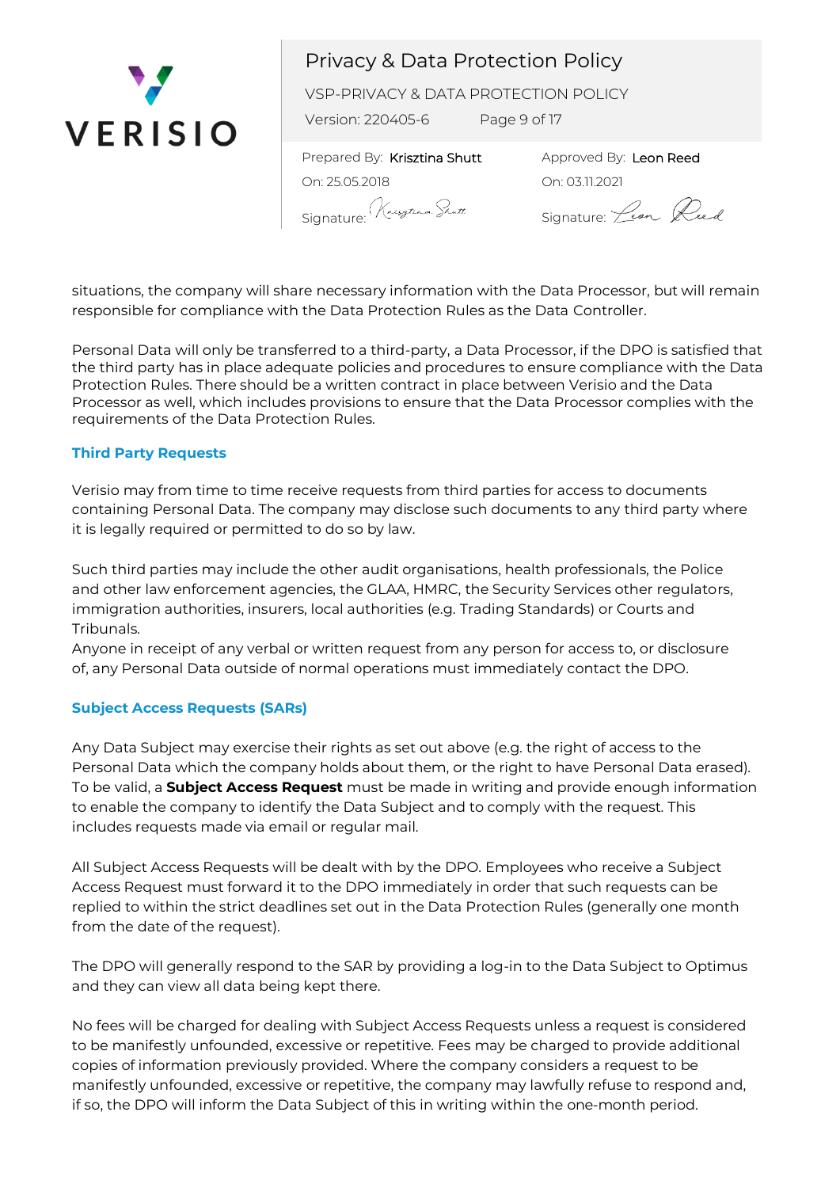situations, the company will share necessary information with the Data Processor, but will remain responsible for compliance with the Data Protection Rules as the Data Controller.

Personal Data will only be transferred to a third-party, a Data Processor, if the DPO is satisfied that the third party has in place adequate policies and procedures to ensure compliance with the Data Protection Rules. There should be a written contract in place between Verisio and the Data Processor as well, which includes provisions to ensure that the Data Processor complies with the requirements of the Data Protection Rules.

### Third Party Requests

Verisio may from time to time receive requests from third parties for access to documents containing Personal Data. The company may disclose such documents to any third party where it is legally required or permitted to do so by law.

Such third parties may include the other audit organisations, health professionals, the Police and other law enforcement agencies, the GLAA, HMRC, the Security Services other regulators, immigration authorities, insurers, local authorities (e.g. Trading Standards) or Courts and Tribunals.
Anyone in receipt of any verbal or written request from any person for access to, or disclosure of, any Personal Data outside of normal operations must immediately contact the DPO.

### Subject Access Requests (SARs)

Any Data Subject may exercise their rights as set out above (e.g. the right of access to the Personal Data which the company holds about them, or the right to have Personal Data erased). To be valid, a **Subject Access Request** must be made in writing and provide enough information to enable the company to identify the Data Subject and to comply with the request. This includes requests made via email or regular mail.

All Subject Access Requests will be dealt with by the DPO. Employees who receive a Subject Access Request must forward it to the DPO immediately in order that such requests can be replied to within the strict deadlines set out in the Data Protection Rules (generally one month from the date of the request).

The DPO will generally respond to the SAR by providing a log-in to the Data Subject to Optimus and they can view all data being kept there.

No fees will be charged for dealing with Subject Access Requests unless a request is considered to be manifestly unfounded, excessive or repetitive. Fees may be charged to provide additional copies of information previously provided. Where the company considers a request to be manifestly unfounded, excessive or repetitive, the company may lawfully refuse to respond and, if so, the DPO will inform the Data Subject of this in writing within the one-month period.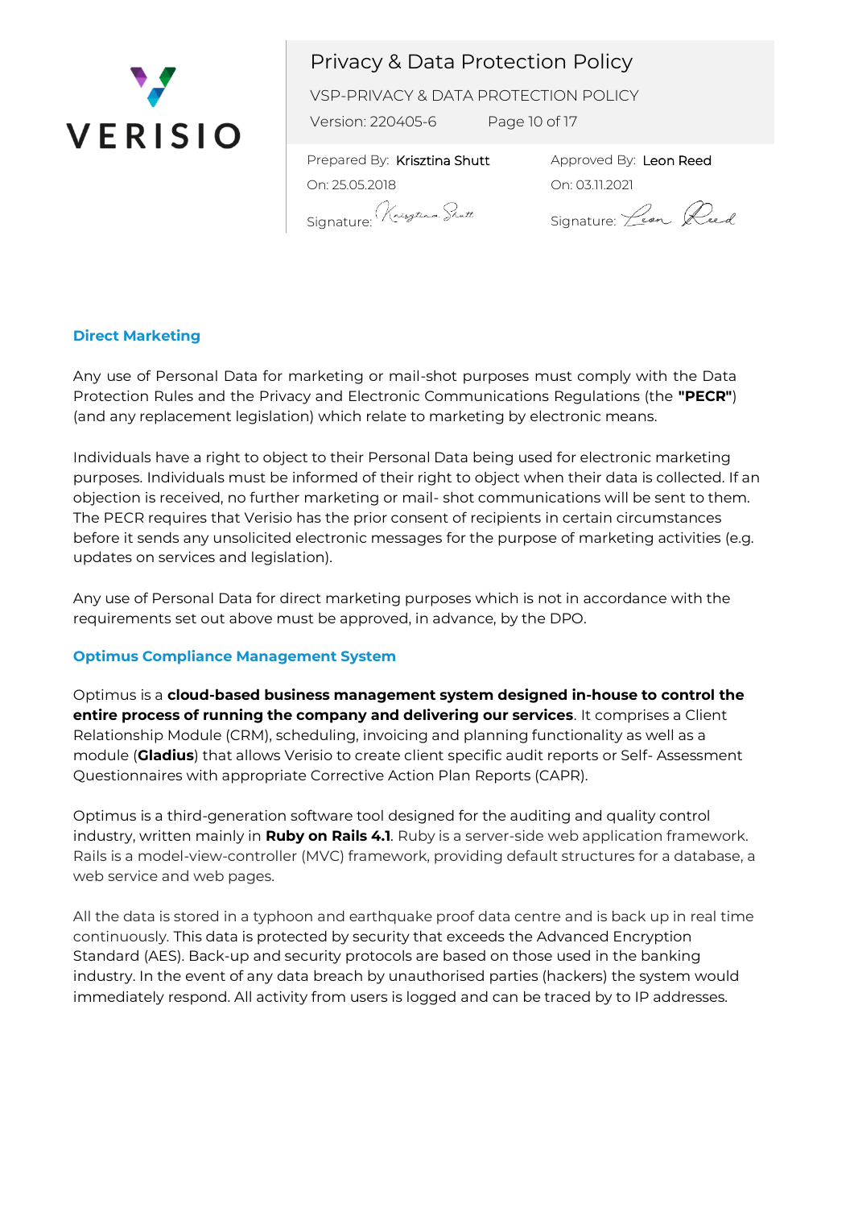## Direct Marketing

Any use of Personal Data for marketing or mail-shot purposes must comply with the Data Protection Rules and the Privacy and Electronic Communications Regulations (the **"PECR"**) (and any replacement legislation) which relate to marketing by electronic means.

Individuals have a right to object to their Personal Data being used for electronic marketing purposes. Individuals must be informed of their right to object when their data is collected. If an objection is received, no further marketing or mail- shot communications will be sent to them. The PECR requires that Verisio has the prior consent of recipients in certain circumstances before it sends any unsolicited electronic messages for the purpose of marketing activities (e.g. updates on services and legislation).

Any use of Personal Data for direct marketing purposes which is not in accordance with the requirements set out above must be approved, in advance, by the DPO.

## Optimus Compliance Management System

Optimus is a **cloud-based business management system designed in-house to control the entire process of running the company and delivering our services**. It comprises a Client Relationship Module (CRM), scheduling, invoicing and planning functionality as well as a module (**Gladius**) that allows Verisio to create client specific audit reports or Self- Assessment Questionnaires with appropriate Corrective Action Plan Reports (CAPR).

Optimus is a third-generation software tool designed for the auditing and quality control industry, written mainly in **Ruby on Rails 4.1**. Ruby is a server-side web application framework. Rails is a model-view-controller (MVC) framework, providing default structures for a database, a web service and web pages.

All the data is stored in a typhoon and earthquake proof data centre and is back up in real time continuously. This data is protected by security that exceeds the Advanced Encryption Standard (AES). Back-up and security protocols are based on those used in the banking industry. In the event of any data breach by unauthorised parties (hackers) the system would immediately respond. All activity from users is logged and can be traced by to IP addresses.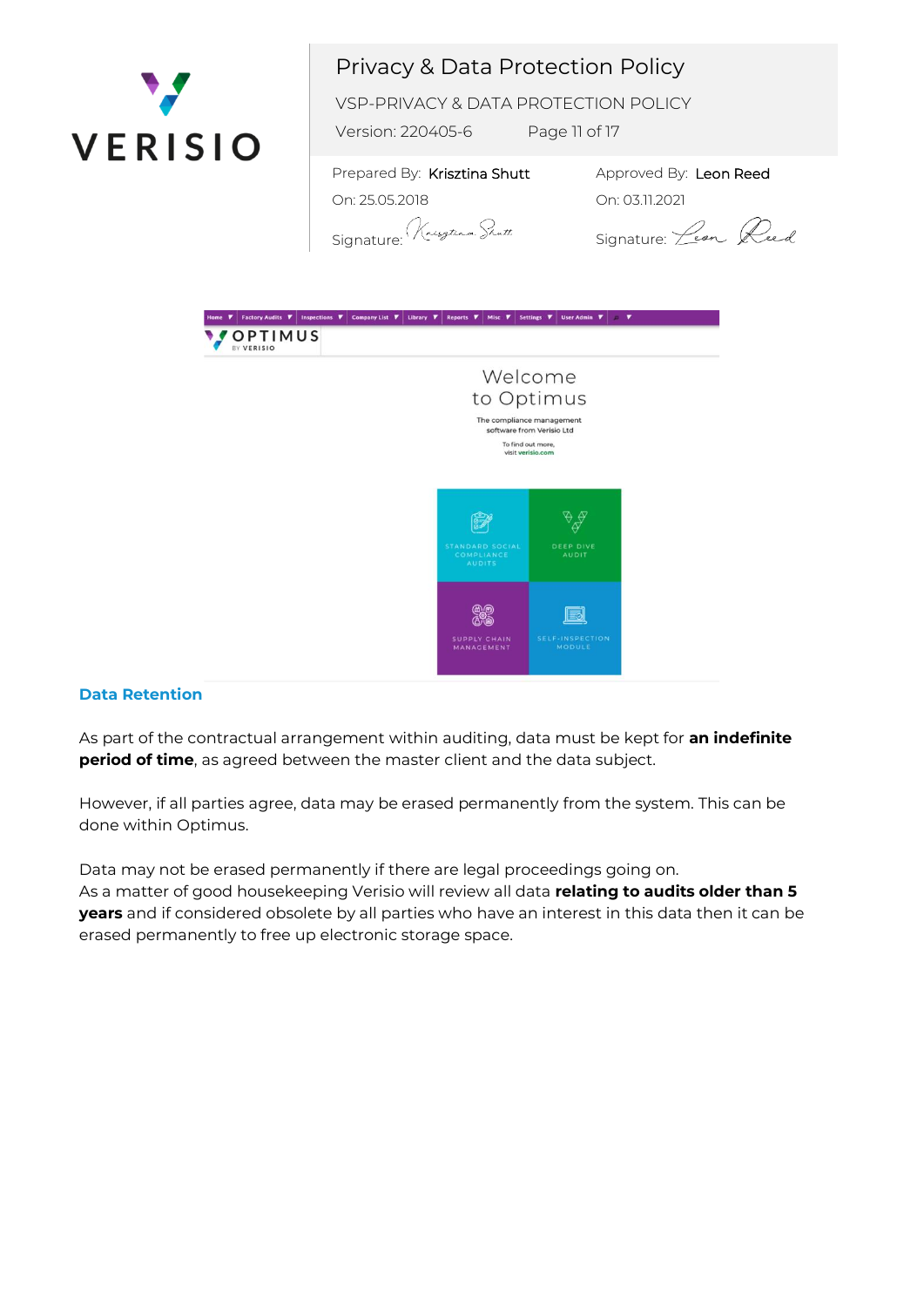## Data Retention

As part of the contractual arrangement within auditing, data must be kept for **an indefinite period of time**, as agreed between the master client and the data subject.

However, if all parties agree, data may be erased permanently from the system. This can be done within Optimus.

Data may not be erased permanently if there are legal proceedings going on.
As a matter of good housekeeping Verisio will review all data **relating to audits older than 5 years** and if considered obsolete by all parties who have an interest in this data then it can be erased permanently to free up electronic storage space.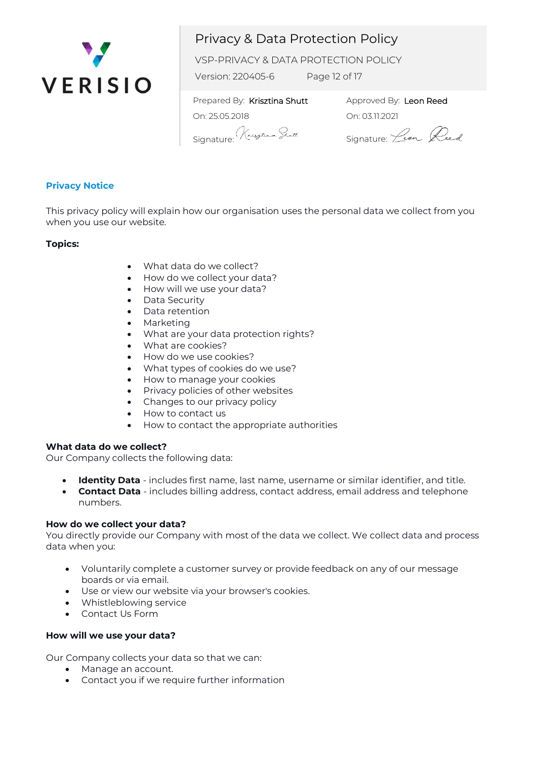## Privacy Notice

This privacy policy will explain how our organisation uses the personal data we collect from you when you use our website.

**Topics:**

- What data do we collect?
- How do we collect your data?
- How will we use your data?
- Data Security
- Data retention
- Marketing
- What are your data protection rights?
- What are cookies?
- How do we use cookies?
- What types of cookies do we use?
- How to manage your cookies
- Privacy policies of other websites
- Changes to our privacy policy
- How to contact us
- How to contact the appropriate authorities

**What data do we collect?**

Our Company collects the following data:

- **Identity Data** - includes first name, last name, username or similar identifier, and title.
- **Contact Data** - includes billing address, contact address, email address and telephone numbers.

**How do we collect your data?**

You directly provide our Company with most of the data we collect. We collect data and process data when you:

- Voluntarily complete a customer survey or provide feedback on any of our message boards or via email.
- Use or view our website via your browser's cookies.
- Whistleblowing service
- Contact Us Form

**How will we use your data?**

Our Company collects your data so that we can:

- Manage an account.
- Contact you if we require further information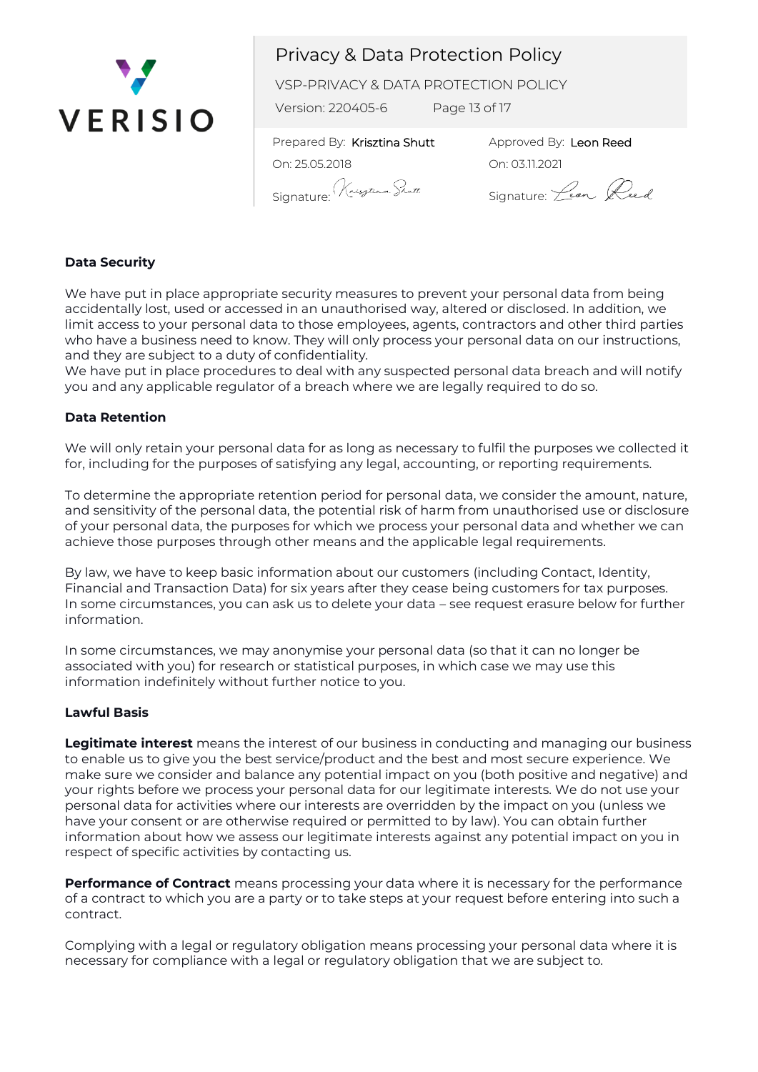### Data Security

We have put in place appropriate security measures to prevent your personal data from being accidentally lost, used or accessed in an unauthorised way, altered or disclosed. In addition, we limit access to your personal data to those employees, agents, contractors and other third parties who have a business need to know. They will only process your personal data on our instructions, and they are subject to a duty of confidentiality.
We have put in place procedures to deal with any suspected personal data breach and will notify you and any applicable regulator of a breach where we are legally required to do so.

### Data Retention

We will only retain your personal data for as long as necessary to fulfil the purposes we collected it for, including for the purposes of satisfying any legal, accounting, or reporting requirements.

To determine the appropriate retention period for personal data, we consider the amount, nature, and sensitivity of the personal data, the potential risk of harm from unauthorised use or disclosure of your personal data, the purposes for which we process your personal data and whether we can achieve those purposes through other means and the applicable legal requirements.

By law, we have to keep basic information about our customers (including Contact, Identity, Financial and Transaction Data) for six years after they cease being customers for tax purposes. In some circumstances, you can ask us to delete your data – see request erasure below for further information.

In some circumstances, we may anonymise your personal data (so that it can no longer be associated with you) for research or statistical purposes, in which case we may use this information indefinitely without further notice to you.

### Lawful Basis

**Legitimate interest** means the interest of our business in conducting and managing our business to enable us to give you the best service/product and the best and most secure experience. We make sure we consider and balance any potential impact on you (both positive and negative) and your rights before we process your personal data for our legitimate interests. We do not use your personal data for activities where our interests are overridden by the impact on you (unless we have your consent or are otherwise required or permitted to by law). You can obtain further information about how we assess our legitimate interests against any potential impact on you in respect of specific activities by contacting us.

**Performance of Contract** means processing your data where it is necessary for the performance of a contract to which you are a party or to take steps at your request before entering into such a contract.

Complying with a legal or regulatory obligation means processing your personal data where it is necessary for compliance with a legal or regulatory obligation that we are subject to.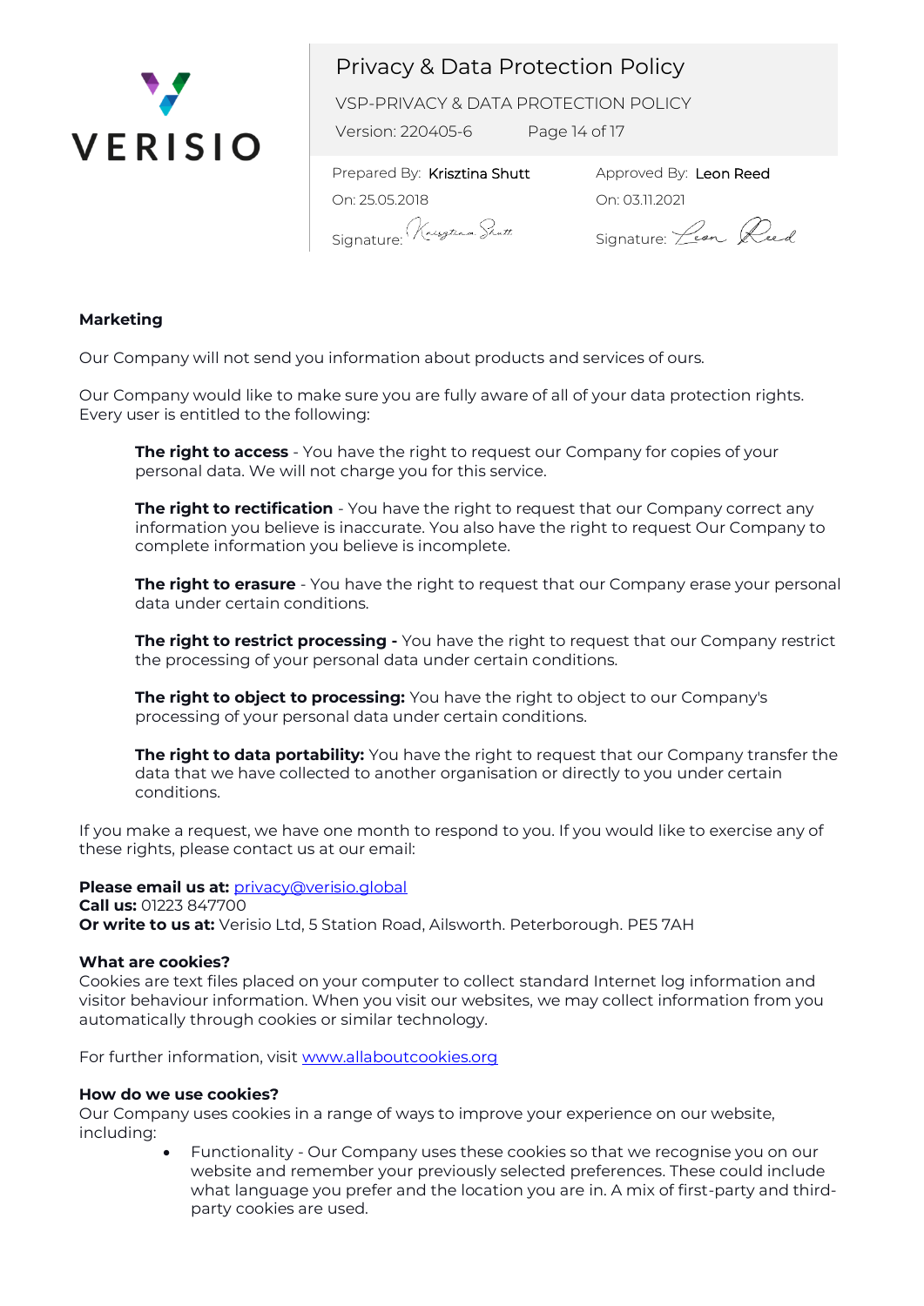**Marketing**

Our Company will not send you information about products and services of ours.

Our Company would like to make sure you are fully aware of all of your data protection rights. Every user is entitled to the following:

**The right to access** - You have the right to request our Company for copies of your personal data. We will not charge you for this service.

**The right to rectification** - You have the right to request that our Company correct any information you believe is inaccurate. You also have the right to request Our Company to complete information you believe is incomplete.

**The right to erasure** - You have the right to request that our Company erase your personal data under certain conditions.

**The right to restrict processing -** You have the right to request that our Company restrict the processing of your personal data under certain conditions.

**The right to object to processing:** You have the right to object to our Company's processing of your personal data under certain conditions.

**The right to data portability:** You have the right to request that our Company transfer the data that we have collected to another organisation or directly to you under certain conditions.

If you make a request, we have one month to respond to you. If you would like to exercise any of these rights, please contact us at our email:

**Please email us at:** privacy@verisio.global
**Call us:** 01223 847700
**Or write to us at:** Verisio Ltd, 5 Station Road, Ailsworth. Peterborough. PE5 7AH

**What are cookies?**
Cookies are text files placed on your computer to collect standard Internet log information and visitor behaviour information. When you visit our websites, we may collect information from you automatically through cookies or similar technology.

For further information, visit www.allaboutcookies.org

**How do we use cookies?**
Our Company uses cookies in a range of ways to improve your experience on our website, including:

- Functionality - Our Company uses these cookies so that we recognise you on our website and remember your previously selected preferences. These could include what language you prefer and the location you are in. A mix of first-party and third-party cookies are used.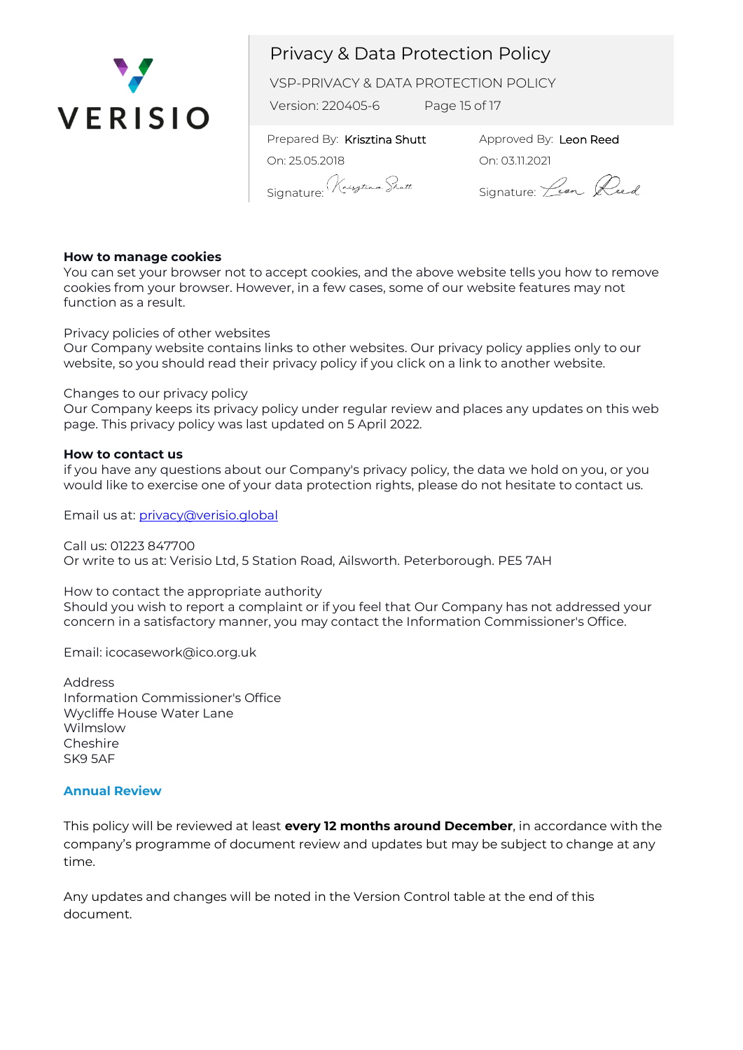**How to manage cookies**
You can set your browser not to accept cookies, and the above website tells you how to remove cookies from your browser. However, in a few cases, some of our website features may not function as a result.

Privacy policies of other websites
Our Company website contains links to other websites. Our privacy policy applies only to our website, so you should read their privacy policy if you click on a link to another website.

Changes to our privacy policy
Our Company keeps its privacy policy under regular review and places any updates on this web page. This privacy policy was last updated on 5 April 2022.

**How to contact us**
if you have any questions about our Company's privacy policy, the data we hold on you, or you would like to exercise one of your data protection rights, please do not hesitate to contact us.

Email us at: [privacy@verisio.global](mailto:privacy@verisio.global)

Call us: 01223 847700
Or write to us at: Verisio Ltd, 5 Station Road, Ailsworth. Peterborough. PE5 7AH

How to contact the appropriate authority
Should you wish to report a complaint or if you feel that Our Company has not addressed your concern in a satisfactory manner, you may contact the Information Commissioner's Office.

Email: icocasework@ico.org.uk

Address
Information Commissioner's Office
Wycliffe House Water Lane
Wilmslow
Cheshire
SK9 5AF

## Annual Review

This policy will be reviewed at least **every 12 months around December**, in accordance with the company's programme of document review and updates but may be subject to change at any time.

Any updates and changes will be noted in the Version Control table at the end of this document.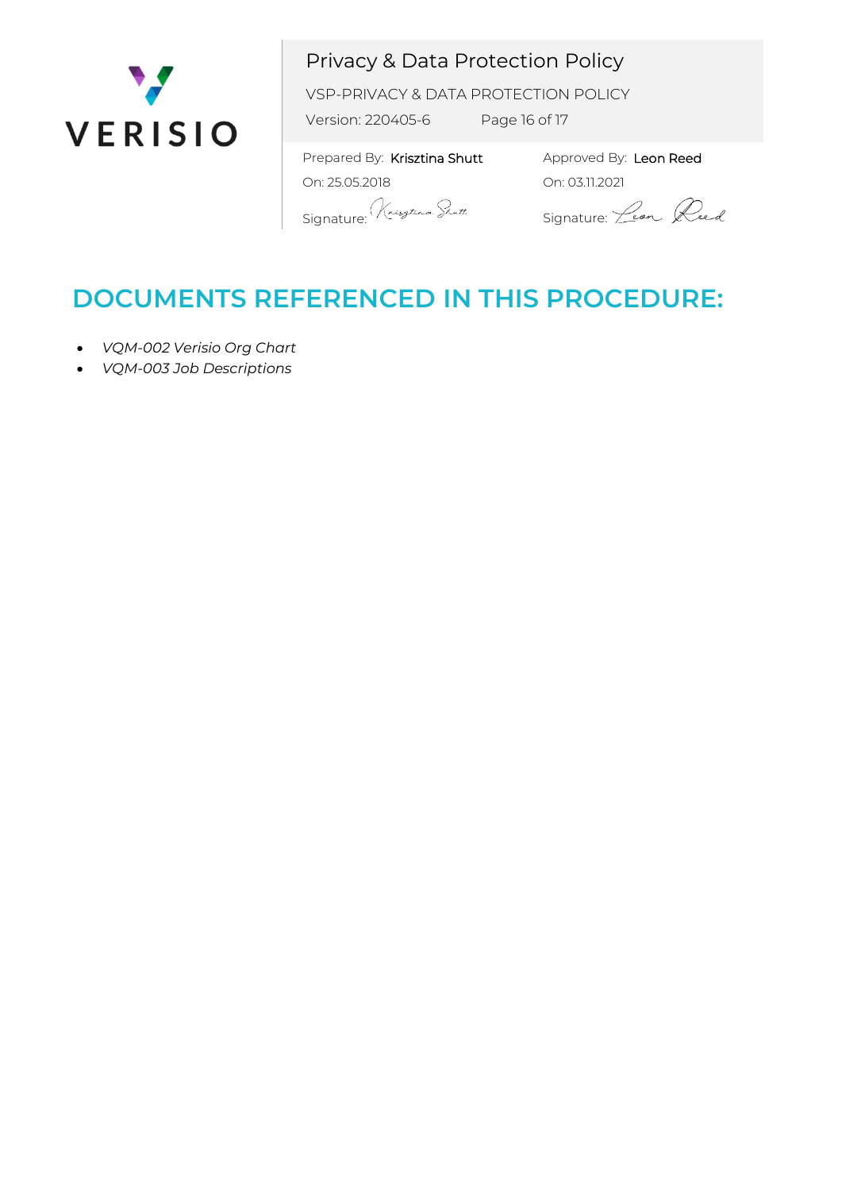## DOCUMENTS REFERENCED IN THIS PROCEDURE:

- *VQM-002 Verisio Org Chart*
- *VQM-003 Job Descriptions*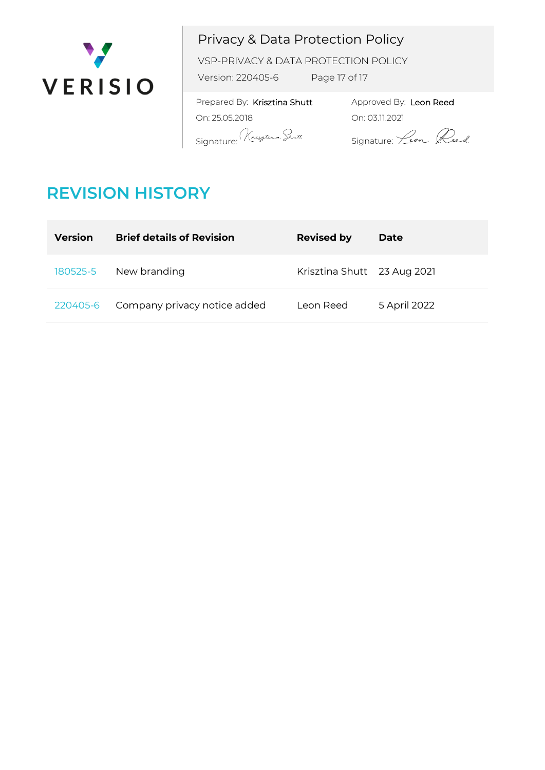## REVISION HISTORY

| Version | Brief details of Revision | Revised by | Date |
|---|---|---|---|
| 180525-5 | New branding | Krisztina Shutt | 23 Aug 2021 |
| 220405-6 | Company privacy notice added | Leon Reed | 5 April 2022 |